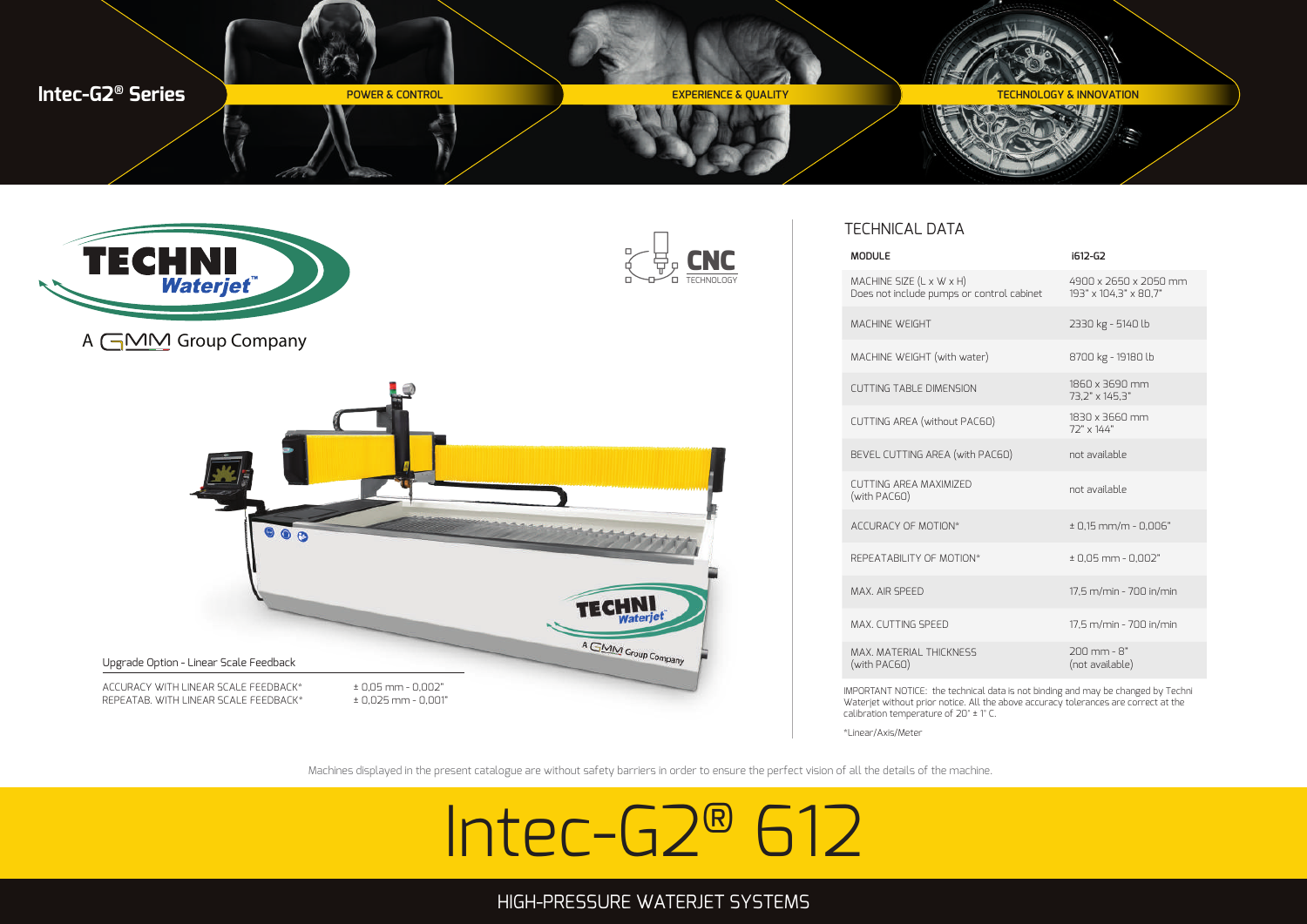# Intec-G2® Series

POWER & CONTROL | EXPERIENCE & QUALITY | TECHNOLOGY & INNOVATION

TECHNI Waterjet™

A GMM Group Company

CNC TECHNOLOGY

## TECHNICAL DATA

| MODULE | i612-G2 |
|---|---|
| MACHINE SIZE (L x W x H) Does not include pumps or control cabinet | 4900 x 2650 x 2050 mm 193" x 104,3" x 80,7" |
| MACHINE WEIGHT | 2330 kg - 5140 lb |
| MACHINE WEIGHT (with water) | 8700 kg - 19180 lb |
| CUTTING TABLE DIMENSION | 1860 x 3690 mm 73,2" x 145,3" |
| CUTTING AREA (without PAC60) | 1830 x 3660 mm 72" x 144" |
| BEVEL CUTTING AREA (with PAC60) | not available |
| CUTTING AREA MAXIMIZED (with PAC60) | not available |
| ACCURACY OF MOTION* | ± 0,15 mm/m - 0,006" |
| REPEATABILITY OF MOTION* | ± 0,05 mm - 0,002" |
| MAX. AIR SPEED | 17,5 m/min - 700 in/min |
| MAX. CUTTING SPEED | 17,5 m/min - 700 in/min |
| MAX. MATERIAL THICKNESS (with PAC60) | 200 mm - 8" (not available) |

IMPORTANT NOTICE: the technical data is not binding and may be changed by Techni Waterjet without prior notice. All the above accuracy tolerances are correct at the calibration temperature of 20° ± 1° C.

*Linear/Axis/Meter

Upgrade Option - Linear Scale Feedback

| | |
|---|---|
| ACCURACY WITH LINEAR SCALE FEEDBACK* | ± 0,05 mm - 0,002" |
| REPEATAB. WITH LINEAR SCALE FEEDBACK* | ± 0,025 mm - 0,001" |

Machines displayed in the present catalogue are without safety barriers in order to ensure the perfect vision of all the details of the machine.

# Intec-G2® 612

HIGH-PRESSURE WATERJET SYSTEMS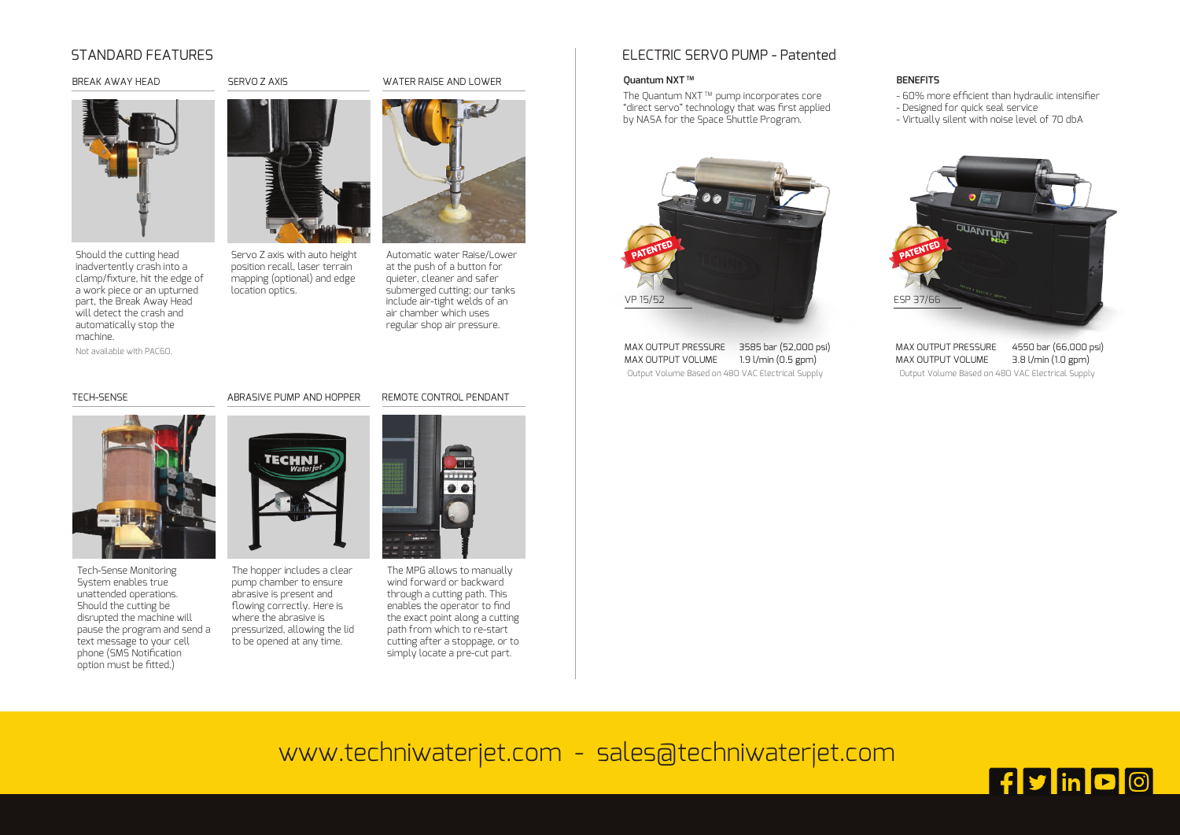## STANDARD FEATURES

### BREAK AWAY HEAD

Should the cutting head inadvertently crash into a clamp/fixture, hit the edge of a work piece or an upturned part, the Break Away Head will detect the crash and automatically stop the machine.

Not available with PAC60.

### SERVO Z AXIS

Servo Z axis with auto height position recall, laser terrain mapping (optional) and edge location optics.

### WATER RAISE AND LOWER

Automatic water Raise/Lower at the push of a button for quieter, cleaner and safer submerged cutting; our tanks include air-tight welds of an air chamber which uses regular shop air pressure.

### TECH-SENSE

Tech-Sense Monitoring System enables true unattended operations. Should the cutting be disrupted the machine will pause the program and send a text message to your cell phone (SMS Notification option must be fitted.)

### ABRASIVE PUMP AND HOPPER

The hopper includes a clear pump chamber to ensure abrasive is present and flowing correctly. Here is where the abrasive is pressurized, allowing the lid to be opened at any time.

### REMOTE CONTROL PENDANT

The MPG allows to manually wind forward or backward through a cutting path. This enables the operator to find the exact point along a cutting path from which to re-start cutting after a stoppage, or to simply locate a pre-cut part.

## ELECTRIC SERVO PUMP - Patented

**Quantum NXT ™**

The Quantum NXT ™ pump incorporates core "direct servo" technology that was first applied by NASA for the Space Shuttle Program.

**BENEFITS**

- 60% more efficient than hydraulic intensifier
- Designed for quick seal service
- Virtually silent with noise level of 70 dbA

### VP 15/52

MAX OUTPUT PRESSURE 3585 bar (52,000 psi)
MAX OUTPUT VOLUME 1.9 l/min (0.5 gpm)

Output Volume Based on 480 VAC Electrical Supply

### ESP 37/66

MAX OUTPUT PRESSURE 4550 bar (66,000 psi)
MAX OUTPUT VOLUME 3.8 l/min (1.0 gpm)

Output Volume Based on 480 VAC Electrical Supply

www.techniwaterjet.com - sales@techniwaterjet.com